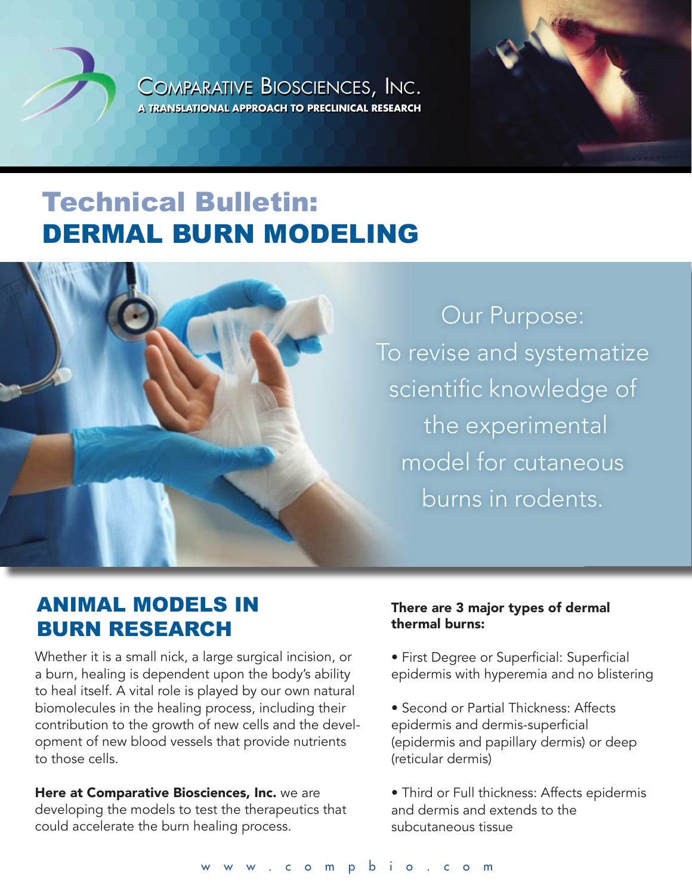Comparative Biosciences, Inc.

A TRANSLATIONAL APPROACH TO PRECLINICAL RESEARCH

# Technical Bulletin: DERMAL BURN MODELING

Our Purpose: To revise and systematize scientific knowledge of the experimental model for cutaneous burns in rodents.

## ANIMAL MODELS IN BURN RESEARCH

Whether it is a small nick, a large surgical incision, or a burn, healing is dependent upon the body's ability to heal itself. A vital role is played by our own natural biomolecules in the healing process, including their contribution to the growth of new cells and the development of new blood vessels that provide nutrients to those cells.

**Here at Comparative Biosciences, Inc.** we are developing the models to test the therapeutics that could accelerate the burn healing process.

**There are 3 major types of dermal thermal burns:**

- First Degree or Superficial: Superficial epidermis with hyperemia and no blistering
- Second or Partial Thickness: Affects epidermis and dermis-superficial (epidermis and papillary dermis) or deep (reticular dermis)
- Third or Full thickness: Affects epidermis and dermis and extends to the subcutaneous tissue

www.compbio.com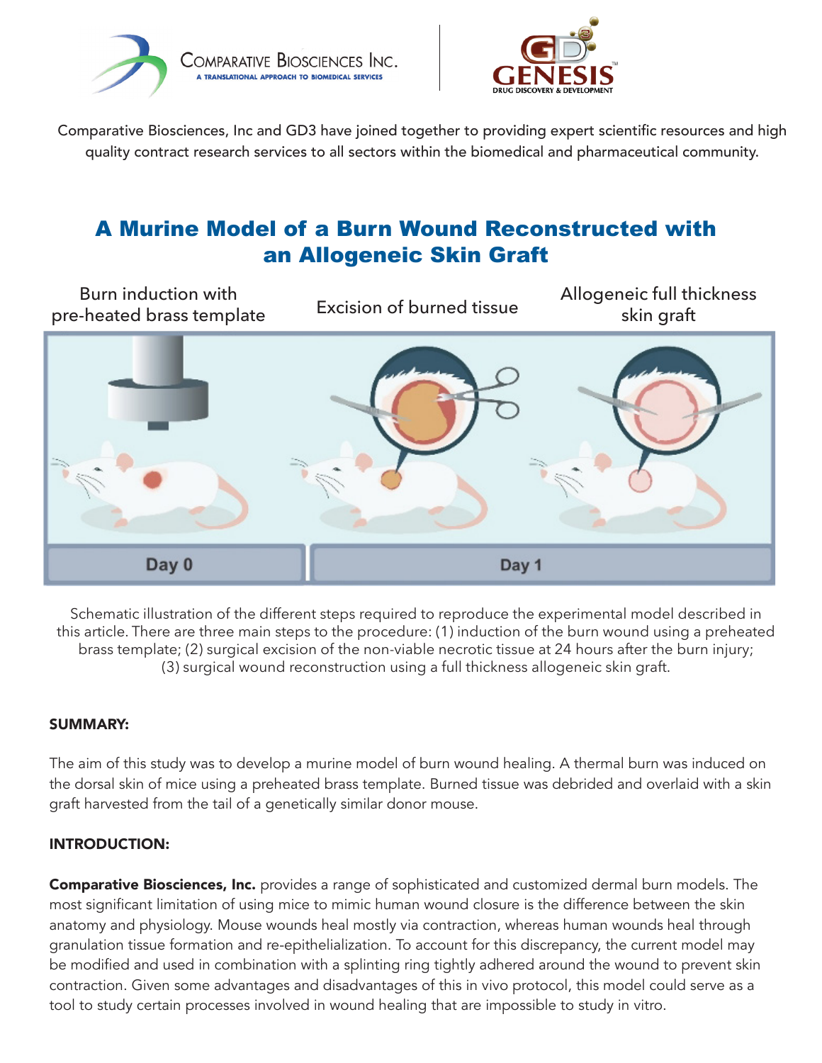Comparative Biosciences, Inc and GD3 have joined together to providing expert scientific resources and high quality contract research services to all sectors within the biomedical and pharmaceutical community.

# A Murine Model of a Burn Wound Reconstructed with an Allogeneic Skin Graft

Burn induction with pre-heated brass template

Excision of burned tissue

Allogeneic full thickness skin graft

Day 0

Day 1

Schematic illustration of the different steps required to reproduce the experimental model described in this article. There are three main steps to the procedure: (1) induction of the burn wound using a preheated brass template; (2) surgical excision of the non-viable necrotic tissue at 24 hours after the burn injury; (3) surgical wound reconstruction using a full thickness allogeneic skin graft.

## SUMMARY:

The aim of this study was to develop a murine model of burn wound healing. A thermal burn was induced on the dorsal skin of mice using a preheated brass template. Burned tissue was debrided and overlaid with a skin graft harvested from the tail of a genetically similar donor mouse.

## INTRODUCTION:

**Comparative Biosciences, Inc.** provides a range of sophisticated and customized dermal burn models. The most significant limitation of using mice to mimic human wound closure is the difference between the skin anatomy and physiology. Mouse wounds heal mostly via contraction, whereas human wounds heal through granulation tissue formation and re-epithelialization. To account for this discrepancy, the current model may be modified and used in combination with a splinting ring tightly adhered around the wound to prevent skin contraction. Given some advantages and disadvantages of this in vivo protocol, this model could serve as a tool to study certain processes involved in wound healing that are impossible to study in vitro.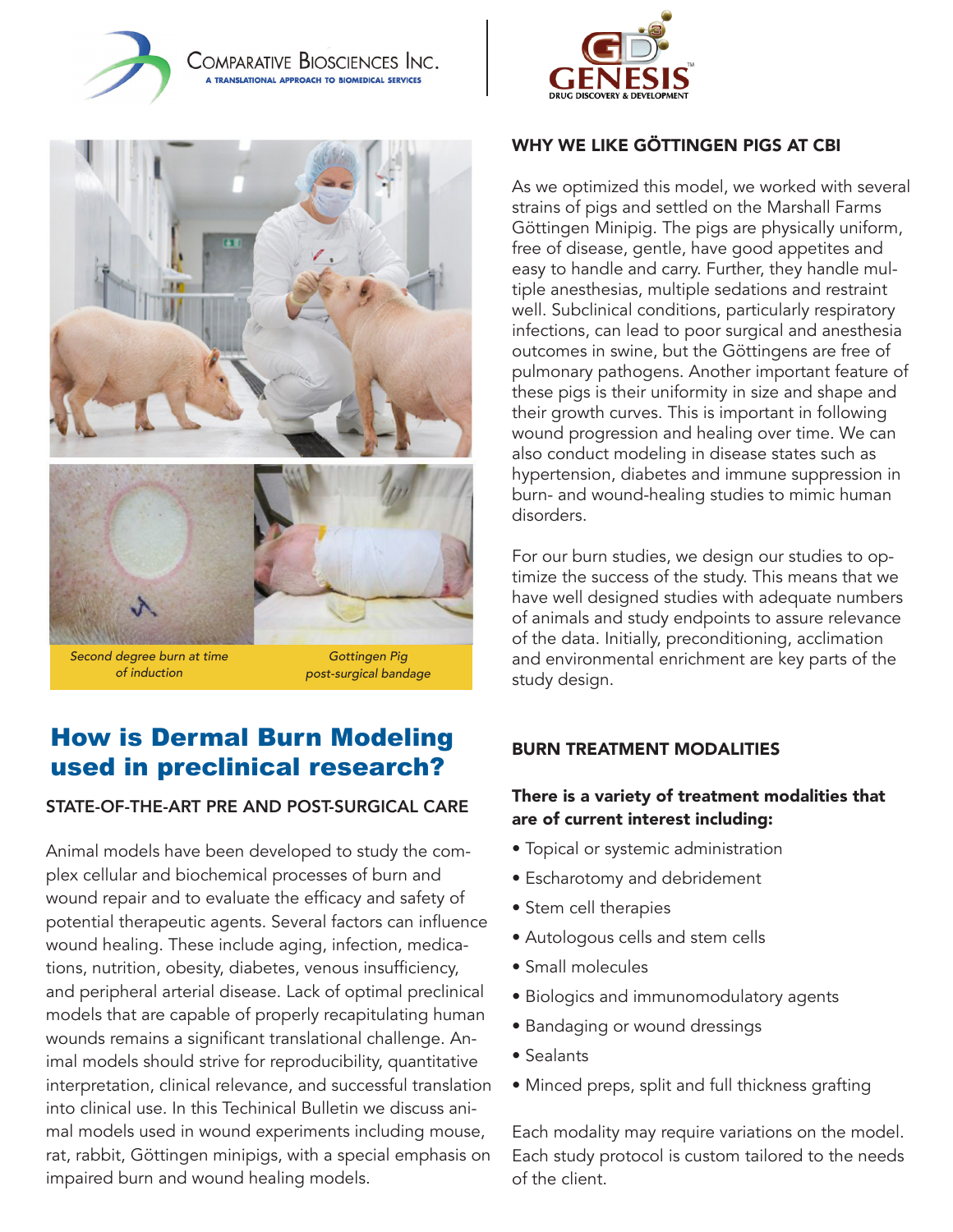Comparative Biosciences Inc.
A TRANSLATIONAL APPROACH TO BIOMEDICAL SERVICES

GENESIS
DRUG DISCOVERY & DEVELOPMENT

*Second degree burn at time of induction*

*Gottingen Pig post-surgical bandage*

# How is Dermal Burn Modeling used in preclinical research?

## STATE-OF-THE-ART PRE AND POST-SURGICAL CARE

Animal models have been developed to study the complex cellular and biochemical processes of burn and wound repair and to evaluate the efficacy and safety of potential therapeutic agents. Several factors can influence wound healing. These include aging, infection, medications, nutrition, obesity, diabetes, venous insufficiency, and peripheral arterial disease. Lack of optimal preclinical models that are capable of properly recapitulating human wounds remains a significant translational challenge. Animal models should strive for reproducibility, quantitative interpretation, clinical relevance, and successful translation into clinical use. In this Techinical Bulletin we discuss animal models used in wound experiments including mouse, rat, rabbit, Göttingen minipigs, with a special emphasis on impaired burn and wound healing models.

## WHY WE LIKE GÖTTINGEN PIGS AT CBI

As we optimized this model, we worked with several strains of pigs and settled on the Marshall Farms Göttingen Minipig. The pigs are physically uniform, free of disease, gentle, have good appetites and easy to handle and carry. Further, they handle multiple anesthesias, multiple sedations and restraint well. Subclinical conditions, particularly respiratory infections, can lead to poor surgical and anesthesia outcomes in swine, but the Göttingens are free of pulmonary pathogens. Another important feature of these pigs is their uniformity in size and shape and their growth curves. This is important in following wound progression and healing over time. We can also conduct modeling in disease states such as hypertension, diabetes and immune suppression in burn- and wound-healing studies to mimic human disorders.

For our burn studies, we design our studies to optimize the success of the study. This means that we have well designed studies with adequate numbers of animals and study endpoints to assure relevance of the data. Initially, preconditioning, acclimation and environmental enrichment are key parts of the study design.

## BURN TREATMENT MODALITIES

**There is a variety of treatment modalities that are of current interest including:**

- Topical or systemic administration
- Escharotomy and debridement
- Stem cell therapies
- Autologous cells and stem cells
- Small molecules
- Biologics and immunomodulatory agents
- Bandaging or wound dressings
- Sealants
- Minced preps, split and full thickness grafting

Each modality may require variations on the model. Each study protocol is custom tailored to the needs of the client.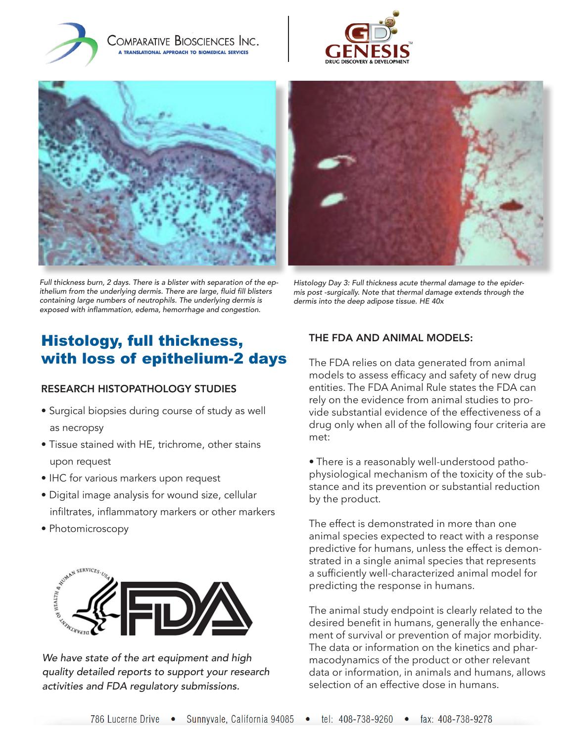Full thickness burn, 2 days. There is a blister with separation of the epithelium from the underlying dermis. There are large, fluid fill blisters containing large numbers of neutrophils. The underlying dermis is exposed with inflammation, edema, hemorrhage and congestion.

Histology Day 3: Full thickness acute thermal damage to the epidermis post -surgically. Note that thermal damage extends through the dermis into the deep adipose tissue. HE 40x

# Histology, full thickness, with loss of epithelium-2 days

## RESEARCH HISTOPATHOLOGY STUDIES

- Surgical biopsies during course of study as well as necropsy
- Tissue stained with HE, trichrome, other stains upon request
- IHC for various markers upon request
- Digital image analysis for wound size, cellular infiltrates, inflammatory markers or other markers
- Photomicroscopy

*We have state of the art equipment and high quality detailed reports to support your research activities and FDA regulatory submissions.*

## THE FDA AND ANIMAL MODELS:

The FDA relies on data generated from animal models to assess efficacy and safety of new drug entities. The FDA Animal Rule states the FDA can rely on the evidence from animal studies to provide substantial evidence of the effectiveness of a drug only when all of the following four criteria are met:

- There is a reasonably well-understood pathophysiological mechanism of the toxicity of the substance and its prevention or substantial reduction by the product.

The effect is demonstrated in more than one animal species expected to react with a response predictive for humans, unless the effect is demonstrated in a single animal species that represents a sufficiently well-characterized animal model for predicting the response in humans.

The animal study endpoint is clearly related to the desired benefit in humans, generally the enhancement of survival or prevention of major morbidity. The data or information on the kinetics and pharmacodynamics of the product or other relevant data or information, in animals and humans, allows selection of an effective dose in humans.

786 Lucerne Drive • Sunnyvale, California 94085 • tel: 408-738-9260 • fax: 408-738-9278